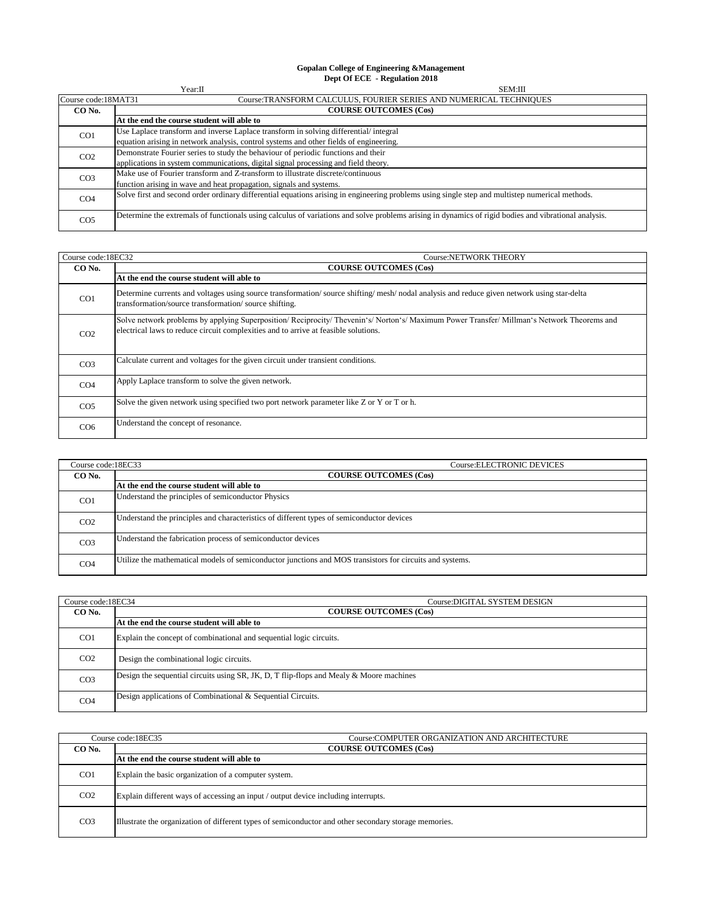**Gopalan College of Engineering &Management**
**Dept Of ECE - Regulation 2018**

Year:II SEM:III

| Course code:18MAT31 | Course:TRANSFORM CALCULUS, FOURIER SERIES AND NUMERICAL TECHNIQUES |
|---|---|
| **CO No.** | **COURSE OUTCOMES (Cos)** |
| | **At the end the course student will able to** |
| CO1 | Use Laplace transform and inverse Laplace transform in solving differential/ integral equation arising in network analysis, control systems and other fields of engineering. |
| CO2 | Demonstrate Fourier series to study the behaviour of periodic functions and their applications in system communications, digital signal processing and field theory. |
| CO3 | Make use of Fourier transform and Z-transform to illustrate discrete/continuous function arising in wave and heat propagation, signals and systems. |
| CO4 | Solve first and second order ordinary differential equations arising in engineering problems using single step and multistep numerical methods. |
| CO5 | Determine the extremals of functionals using calculus of variations and solve problems arising in dynamics of rigid bodies and vibrational analysis. |

| Course code:18EC32 | Course:NETWORK THEORY |
|---|---|
| **CO No.** | **COURSE OUTCOMES (Cos)** |
| | **At the end the course student will able to** |
| CO1 | Determine currents and voltages using source transformation/ source shifting/ mesh/ nodal analysis and reduce given network using star-delta transformation/source transformation/ source shifting. |
| CO2 | Solve network problems by applying Superposition/ Reciprocity/ Thevenin's/ Norton's/ Maximum Power Transfer/ Millman's Network Theorems and electrical laws to reduce circuit complexities and to arrive at feasible solutions. |
| CO3 | Calculate current and voltages for the given circuit under transient conditions. |
| CO4 | Apply Laplace transform to solve the given network. |
| CO5 | Solve the given network using specified two port network parameter like Z or Y or T or h. |
| CO6 | Understand the concept of resonance. |

| Course code:18EC33 | Course:ELECTRONIC DEVICES |
|---|---|
| **CO No.** | **COURSE OUTCOMES (Cos)** |
| | **At the end the course student will able to** |
| CO1 | Understand the principles of semiconductor Physics |
| CO2 | Understand the principles and characteristics of different types of semiconductor devices |
| CO3 | Understand the fabrication process of semiconductor devices |
| CO4 | Utilize the mathematical models of semiconductor junctions and MOS transistors for circuits and systems. |

| Course code:18EC34 | Course:DIGITAL SYSTEM DESIGN |
|---|---|
| **CO No.** | **COURSE OUTCOMES (Cos)** |
| | **At the end the course student will able to** |
| CO1 | Explain the concept of combinational and sequential logic circuits. |
| CO2 | Design the combinational logic circuits. |
| CO3 | Design the sequential circuits using SR, JK, D, T flip-flops and Mealy & Moore machines |
| CO4 | Design applications of Combinational & Sequential Circuits. |

| Course code:18EC35 | Course:COMPUTER ORGANIZATION AND ARCHITECTURE |
|---|---|
| **CO No.** | **COURSE OUTCOMES (Cos)** |
| | **At the end the course student will able to** |
| CO1 | Explain the basic organization of a computer system. |
| CO2 | Explain different ways of accessing an input / output device including interrupts. |
| CO3 | Illustrate the organization of different types of semiconductor and other secondary storage memories. |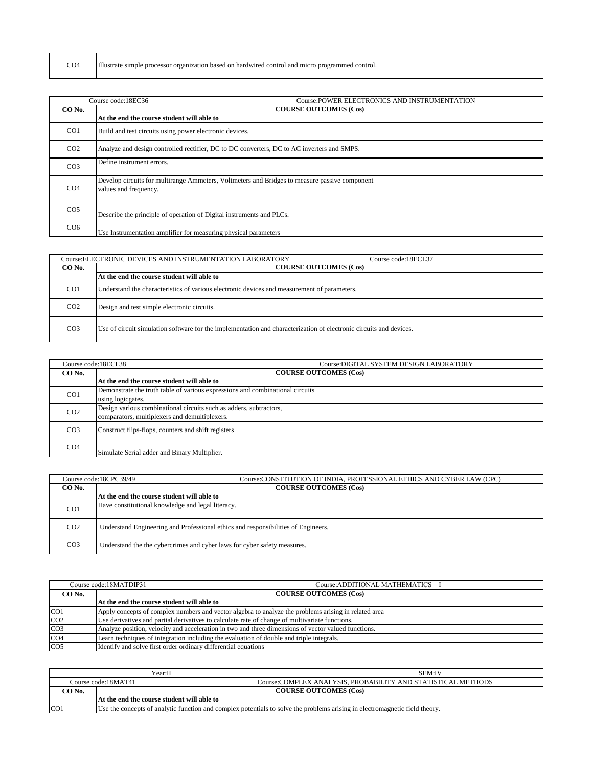| CO4 | Illustrate simple processor organization based on hardwired control and micro programmed control. |
|---|---|

| Course code:18EC36 | Course:POWER ELECTRONICS AND INSTRUMENTATION |
|---|---|
| **CO No.** | **COURSE OUTCOMES (Cos)** |
| | **At the end the course student will able to** |
| CO1 | Build and test circuits using power electronic devices. |
| CO2 | Analyze and design controlled rectifier, DC to DC converters, DC to AC inverters and SMPS. |
| CO3 | Define instrument errors. |
| CO4 | Develop circuits for multirange Ammeters, Voltmeters and Bridges to measure passive component values and frequency. |
| CO5 | Describe the principle of operation of Digital instruments and PLCs. |
| CO6 | Use Instrumentation amplifier for measuring physical parameters |

| Course:ELECTRONIC DEVICES AND INSTRUMENTATION LABORATORY | Course code:18ECL37 |
|---|---|
| **CO No.** | **COURSE OUTCOMES (Cos)** |
| | **At the end the course student will able to** |
| CO1 | Understand the characteristics of various electronic devices and measurement of parameters. |
| CO2 | Design and test simple electronic circuits. |
| CO3 | Use of circuit simulation software for the implementation and characterization of electronic circuits and devices. |

| Course code:18ECL38 | Course:DIGITAL SYSTEM DESIGN LABORATORY |
|---|---|
| **CO No.** | **COURSE OUTCOMES (Cos)** |
| | **At the end the course student will able to** |
| CO1 | Demonstrate the truth table of various expressions and combinational circuits using logicgates. |
| CO2 | Design various combinational circuits such as adders, subtractors, comparators, multiplexers and demultiplexers. |
| CO3 | Construct flips-flops, counters and shift registers |
| CO4 | Simulate Serial adder and Binary Multiplier. |

| Course code:18CPC39/49 | Course:CONSTITUTION OF INDIA, PROFESSIONAL ETHICS AND CYBER LAW (CPC) |
|---|---|
| **CO No.** | **COURSE OUTCOMES (Cos)** |
| | **At the end the course student will able to** |
| CO1 | Have constitutional knowledge and legal literacy. |
| CO2 | Understand Engineering and Professional ethics and responsibilities of Engineers. |
| CO3 | Understand the the cybercrimes and cyber laws for cyber safety measures. |

| Course code:18MATDIP31 | Course:ADDITIONAL MATHEMATICS – I |
|---|---|
| **CO No.** | **COURSE OUTCOMES (Cos)** |
| | **At the end the course student will able to** |
| CO1 | Apply concepts of complex numbers and vector algebra to analyze the problems arising in related area |
| CO2 | Use derivatives and partial derivatives to calculate rate of change of multivariate functions. |
| CO3 | Analyze position, velocity and acceleration in two and three dimensions of vector valued functions. |
| CO4 | Learn techniques of integration including the evaluation of double and triple integrals. |
| CO5 | Identify and solve first order ordinary differential equations |

| Year:II | SEM:IV |
|---|---|
| Course code:18MAT41 | Course:COMPLEX ANALYSIS, PROBABILITY AND STATISTICAL METHODS |
| **CO No.** | **COURSE OUTCOMES (Cos)** |
| | **At the end the course student will able to** |
| CO1 | Use the concepts of analytic function and complex potentials to solve the problems arising in electromagnetic field theory. |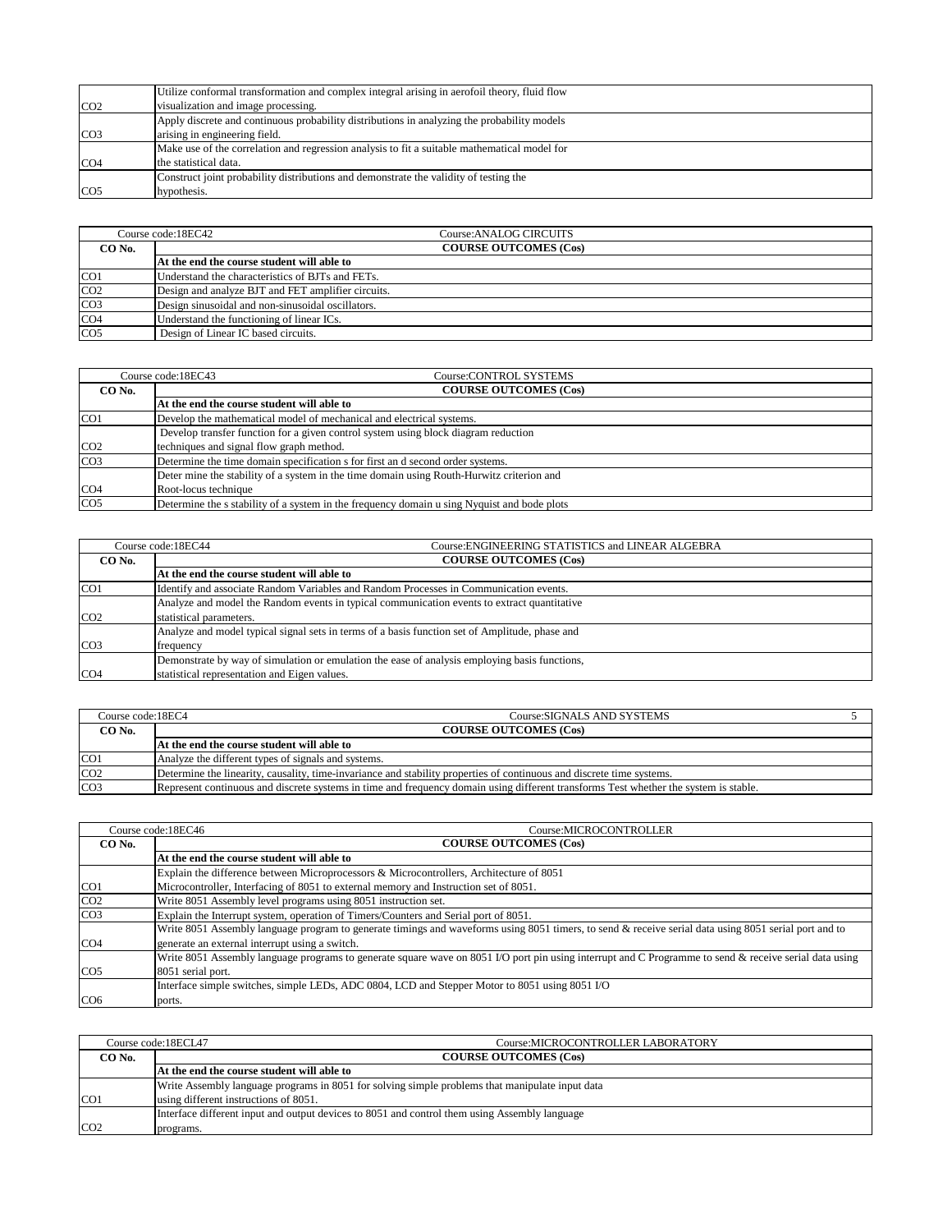| | |
|---|---|
| CO2 | Utilize conformal transformation and complex integral arising in aerofoil theory, fluid flow visualization and image processing. |
| CO3 | Apply discrete and continuous probability distributions in analyzing the probability models arising in engineering field. |
| CO4 | Make use of the correlation and regression analysis to fit a suitable mathematical model for the statistical data. |
| CO5 | Construct joint probability distributions and demonstrate the validity of testing the hypothesis. |

| Course code:18EC42 | Course:ANALOG CIRCUITS |
|---|---|
| **CO No.** | **COURSE OUTCOMES (Cos)** |
| | **At the end the course student will able to** |
| CO1 | Understand the characteristics of BJTs and FETs. |
| CO2 | Design and analyze BJT and FET amplifier circuits. |
| CO3 | Design sinusoidal and non-sinusoidal oscillators. |
| CO4 | Understand the functioning of linear ICs. |
| CO5 | Design of Linear IC based circuits. |

| Course code:18EC43 | Course:CONTROL SYSTEMS |
|---|---|
| **CO No.** | **COURSE OUTCOMES (Cos)** |
| | **At the end the course student will able to** |
| CO1 | Develop the mathematical model of mechanical and electrical systems. |
| CO2 | Develop transfer function for a given control system using block diagram reduction techniques and signal flow graph method. |
| CO3 | Determine the time domain specification s for first an d second order systems. |
| CO4 | Deter mine the stability of a system in the time domain using Routh-Hurwitz criterion and Root-locus technique |
| CO5 | Determine the s stability of a system in the frequency domain u sing Nyquist and bode plots |

| Course code:18EC44 | Course:ENGINEERING STATISTICS and LINEAR ALGEBRA |
|---|---|
| **CO No.** | **COURSE OUTCOMES (Cos)** |
| | **At the end the course student will able to** |
| CO1 | Identify and associate Random Variables and Random Processes in Communication events. |
| CO2 | Analyze and model the Random events in typical communication events to extract quantitative statistical parameters. |
| CO3 | Analyze and model typical signal sets in terms of a basis function set of Amplitude, phase and frequency |
| CO4 | Demonstrate by way of simulation or emulation the ease of analysis employing basis functions, statistical representation and Eigen values. |

| Course code:18EC4 | Course:SIGNALS AND SYSTEMS | 5 |
|---|---|---|
| **CO No.** | **COURSE OUTCOMES (Cos)** | |
| | **At the end the course student will able to** | |
| CO1 | Analyze the different types of signals and systems. | |
| CO2 | Determine the linearity, causality, time-invariance and stability properties of continuous and discrete time systems. | |
| CO3 | Represent continuous and discrete systems in time and frequency domain using different transforms Test whether the system is stable. | |

| Course code:18EC46 | Course:MICROCONTROLLER |
|---|---|
| **CO No.** | **COURSE OUTCOMES (Cos)** |
| | **At the end the course student will able to** |
| CO1 | Explain the difference between Microprocessors & Microcontrollers, Architecture of 8051 Microcontroller, Interfacing of 8051 to external memory and Instruction set of 8051. |
| CO2 | Write 8051 Assembly level programs using 8051 instruction set. |
| CO3 | Explain the Interrupt system, operation of Timers/Counters and Serial port of 8051. |
| CO4 | Write 8051 Assembly language program to generate timings and waveforms using 8051 timers, to send & receive serial data using 8051 serial port and to generate an external interrupt using a switch. |
| CO5 | Write 8051 Assembly language programs to generate square wave on 8051 I/O port pin using interrupt and C Programme to send & receive serial data using 8051 serial port. |
| CO6 | Interface simple switches, simple LEDs, ADC 0804, LCD and Stepper Motor to 8051 using 8051 I/O ports. |

| Course code:18ECL47 | Course:MICROCONTROLLER LABORATORY |
|---|---|
| **CO No.** | **COURSE OUTCOMES (Cos)** |
| | **At the end the course student will able to** |
| CO1 | Write Assembly language programs in 8051 for solving simple problems that manipulate input data using different instructions of 8051. |
| CO2 | Interface different input and output devices to 8051 and control them using Assembly language programs. |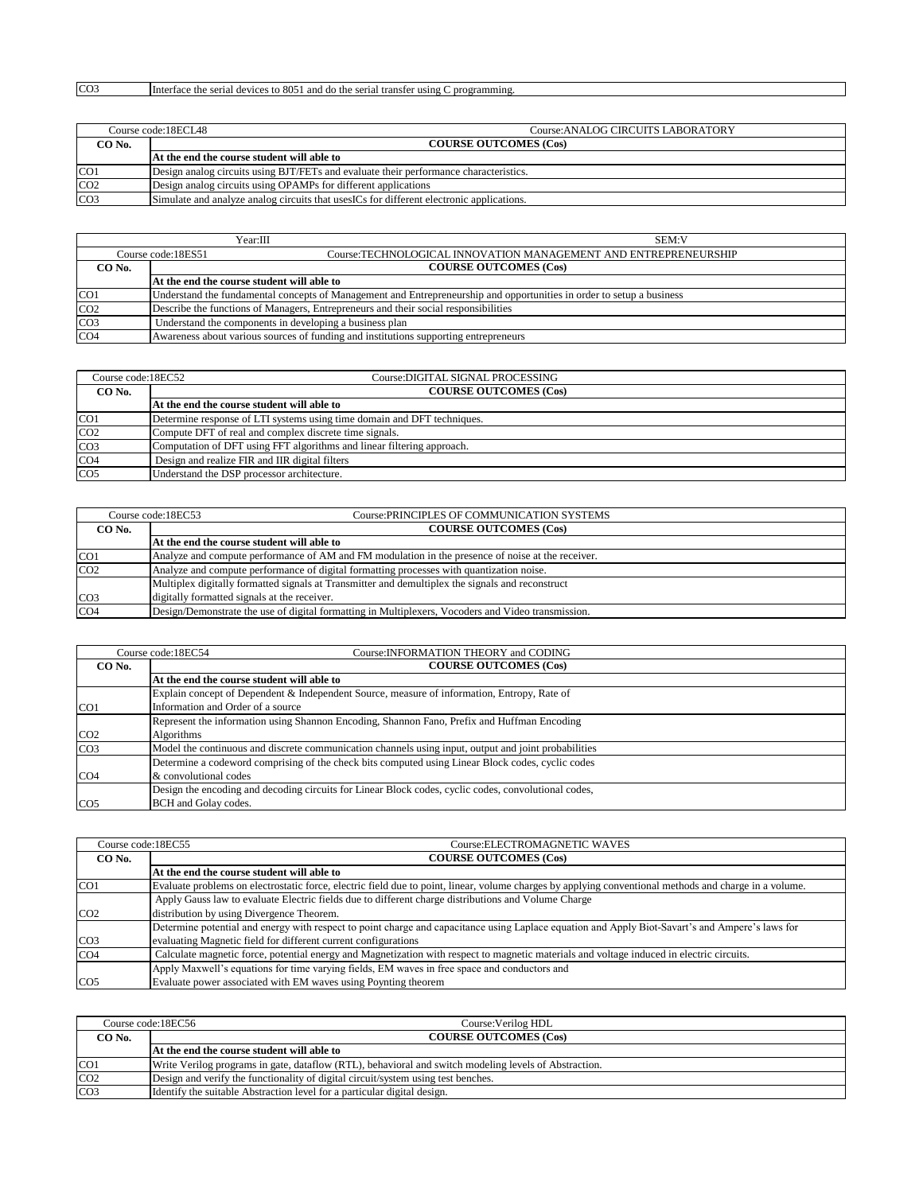| CO3 | Interface the serial devices to 8051 and do the serial transfer using C programming. |
|---|---|

| Course code:18ECL48 | Course:ANALOG CIRCUITS LABORATORY |
|---|---|
| **CO No.** | **COURSE OUTCOMES (Cos)** |
| | **At the end the course student will able to** |
| CO1 | Design analog circuits using BJT/FETs and evaluate their performance characteristics. |
| CO2 | Design analog circuits using OPAMPs for different applications |
| CO3 | Simulate and analyze analog circuits that usesICs for different electronic applications. |

| Year:III | SEM:V |
|---|---|
| Course code:18ES51 | Course:TECHNOLOGICAL INNOVATION MANAGEMENT AND ENTREPRENEURSHIP |
| **CO No.** | **COURSE OUTCOMES (Cos)** |
| | **At the end the course student will able to** |
| CO1 | Understand the fundamental concepts of Management and Entrepreneurship and opportunities in order to setup a business |
| CO2 | Describe the functions of Managers, Entrepreneurs and their social responsibilities |
| CO3 | Understand the components in developing a business plan |
| CO4 | Awareness about various sources of funding and institutions supporting entrepreneurs |

| Course code:18EC52 | Course:DIGITAL SIGNAL PROCESSING |
|---|---|
| **CO No.** | **COURSE OUTCOMES (Cos)** |
| | **At the end the course student will able to** |
| CO1 | Determine response of LTI systems using time domain and DFT techniques. |
| CO2 | Compute DFT of real and complex discrete time signals. |
| CO3 | Computation of DFT using FFT algorithms and linear filtering approach. |
| CO4 | Design and realize FIR and IIR digital filters |
| CO5 | Understand the DSP processor architecture. |

| Course code:18EC53 | Course:PRINCIPLES OF COMMUNICATION SYSTEMS |
|---|---|
| **CO No.** | **COURSE OUTCOMES (Cos)** |
| | **At the end the course student will able to** |
| CO1 | Analyze and compute performance of AM and FM modulation in the presence of noise at the receiver. |
| CO2 | Analyze and compute performance of digital formatting processes with quantization noise. |
| CO3 | Multiplex digitally formatted signals at Transmitter and demultiplex the signals and reconstruct digitally formatted signals at the receiver. |
| CO4 | Design/Demonstrate the use of digital formatting in Multiplexers, Vocoders and Video transmission. |

| Course code:18EC54 | Course:INFORMATION THEORY and CODING |
|---|---|
| **CO No.** | **COURSE OUTCOMES (Cos)** |
| | **At the end the course student will able to** |
| CO1 | Explain concept of Dependent & Independent Source, measure of information, Entropy, Rate of Information and Order of a source |
| CO2 | Represent the information using Shannon Encoding, Shannon Fano, Prefix and Huffman Encoding Algorithms |
| CO3 | Model the continuous and discrete communication channels using input, output and joint probabilities |
| CO4 | Determine a codeword comprising of the check bits computed using Linear Block codes, cyclic codes & convolutional codes |
| CO5 | Design the encoding and decoding circuits for Linear Block codes, cyclic codes, convolutional codes, BCH and Golay codes. |

| Course code:18EC55 | Course:ELECTROMAGNETIC WAVES |
|---|---|
| **CO No.** | **COURSE OUTCOMES (Cos)** |
| | **At the end the course student will able to** |
| CO1 | Evaluate problems on electrostatic force, electric field due to point, linear, volume charges by applying conventional methods and charge in a volume. |
| CO2 | Apply Gauss law to evaluate Electric fields due to different charge distributions and Volume Charge distribution by using Divergence Theorem. |
| CO3 | Determine potential and energy with respect to point charge and capacitance using Laplace equation and Apply Biot-Savart's and Ampere's laws for evaluating Magnetic field for different current configurations |
| CO4 | Calculate magnetic force, potential energy and Magnetization with respect to magnetic materials and voltage induced in electric circuits. |
| CO5 | Apply Maxwell's equations for time varying fields, EM waves in free space and conductors and Evaluate power associated with EM waves using Poynting theorem |

| Course code:18EC56 | Course:Verilog HDL |
|---|---|
| **CO No.** | **COURSE OUTCOMES (Cos)** |
| | **At the end the course student will able to** |
| CO1 | Write Verilog programs in gate, dataflow (RTL), behavioral and switch modeling levels of Abstraction. |
| CO2 | Design and verify the functionality of digital circuit/system using test benches. |
| CO3 | Identify the suitable Abstraction level for a particular digital design. |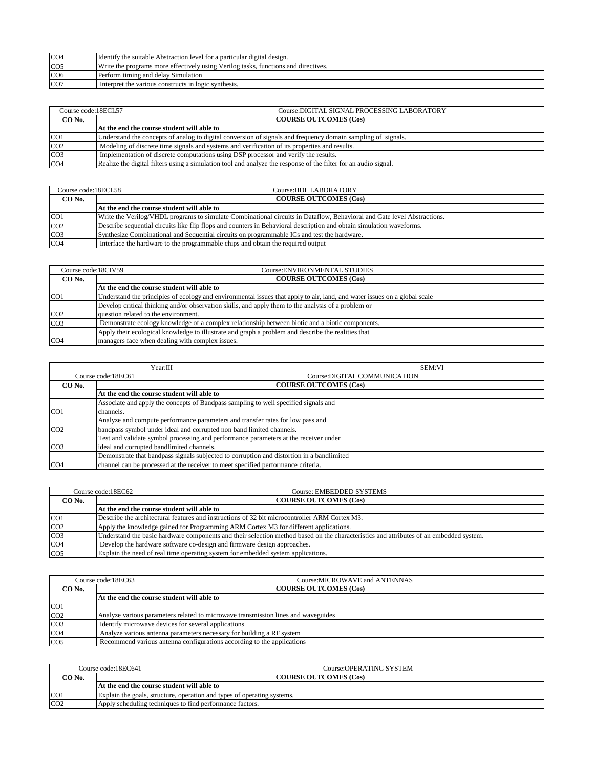| | |
|---|---|
| CO4 | Identify the suitable Abstraction level for a particular digital design. |
| CO5 | Write the programs more effectively using Verilog tasks, functions and directives. |
| CO6 | Perform timing and delay Simulation |
| CO7 | Interpret the various constructs in logic synthesis. |

| Course code:18ECL57 | Course:DIGITAL SIGNAL PROCESSING LABORATORY |
|---|---|
| **CO No.** | **COURSE OUTCOMES (Cos)** |
| | **At the end the course student will able to** |
| CO1 | Understand the concepts of analog to digital conversion of signals and frequency domain sampling of signals. |
| CO2 | Modeling of discrete time signals and systems and verification of its properties and results. |
| CO3 | Implementation of discrete computations using DSP processor and verify the results. |
| CO4 | Realize the digital filters using a simulation tool and analyze the response of the filter for an audio signal. |

| Course code:18ECL58 | Course:HDL LABORATORY |
|---|---|
| **CO No.** | **COURSE OUTCOMES (Cos)** |
| | **At the end the course student will able to** |
| CO1 | Write the Verilog/VHDL programs to simulate Combinational circuits in Dataflow, Behavioral and Gate level Abstractions. |
| CO2 | Describe sequential circuits like flip flops and counters in Behavioral description and obtain simulation waveforms. |
| CO3 | Synthesize Combinational and Sequential circuits on programmable ICs and test the hardware. |
| CO4 | Interface the hardware to the programmable chips and obtain the required output |

| Course code:18CIV59 | Course:ENVIRONMENTAL STUDIES |
|---|---|
| **CO No.** | **COURSE OUTCOMES (Cos)** |
| | **At the end the course student will able to** |
| CO1 | Understand the principles of ecology and environmental issues that apply to air, land, and water issues on a global scale |
| CO2 | Develop critical thinking and/or observation skills, and apply them to the analysis of a problem or question related to the environment. |
| CO3 | Demonstrate ecology knowledge of a complex relationship between biotic and a biotic components. |
| CO4 | Apply their ecological knowledge to illustrate and graph a problem and describe the realities that managers face when dealing with complex issues. |

| Year:III | SEM:VI |
|---|---|
| Course code:18EC61 | Course:DIGITAL COMMUNICATION |
| **CO No.** | **COURSE OUTCOMES (Cos)** |
| | **At the end the course student will able to** |
| CO1 | Associate and apply the concepts of Bandpass sampling to well specified signals and channels. |
| CO2 | Analyze and compute performance parameters and transfer rates for low pass and bandpass symbol under ideal and corrupted non band limited channels. |
| CO3 | Test and validate symbol processing and performance parameters at the receiver under ideal and corrupted bandlimited channels. |
| CO4 | Demonstrate that bandpass signals subjected to corruption and distortion in a bandlimited channel can be processed at the receiver to meet specified performance criteria. |

| Course code:18EC62 | Course: EMBEDDED SYSTEMS |
|---|---|
| **CO No.** | **COURSE OUTCOMES (Cos)** |
| | **At the end the course student will able to** |
| CO1 | Describe the architectural features and instructions of 32 bit microcontroller ARM Cortex M3. |
| CO2 | Apply the knowledge gained for Programming ARM Cortex M3 for different applications. |
| CO3 | Understand the basic hardware components and their selection method based on the characteristics and attributes of an embedded system. |
| CO4 | Develop the hardware software co-design and firmware design approaches. |
| CO5 | Explain the need of real time operating system for embedded system applications. |

| Course code:18EC63 | Course:MICROWAVE and ANTENNAS |
|---|---|
| **CO No.** | **COURSE OUTCOMES (Cos)** |
| | **At the end the course student will able to** |
| CO1 | |
| CO2 | Analyze various parameters related to microwave transmission lines and waveguides |
| CO3 | Identify microwave devices for several applications |
| CO4 | Analyze various antenna parameters necessary for building a RF system |
| CO5 | Recommend various antenna configurations according to the applications |

| Course code:18EC641 | Course:OPERATING SYSTEM |
|---|---|
| **CO No.** | **COURSE OUTCOMES (Cos)** |
| | **At the end the course student will able to** |
| CO1 | Explain the goals, structure, operation and types of operating systems. |
| CO2 | Apply scheduling techniques to find performance factors. |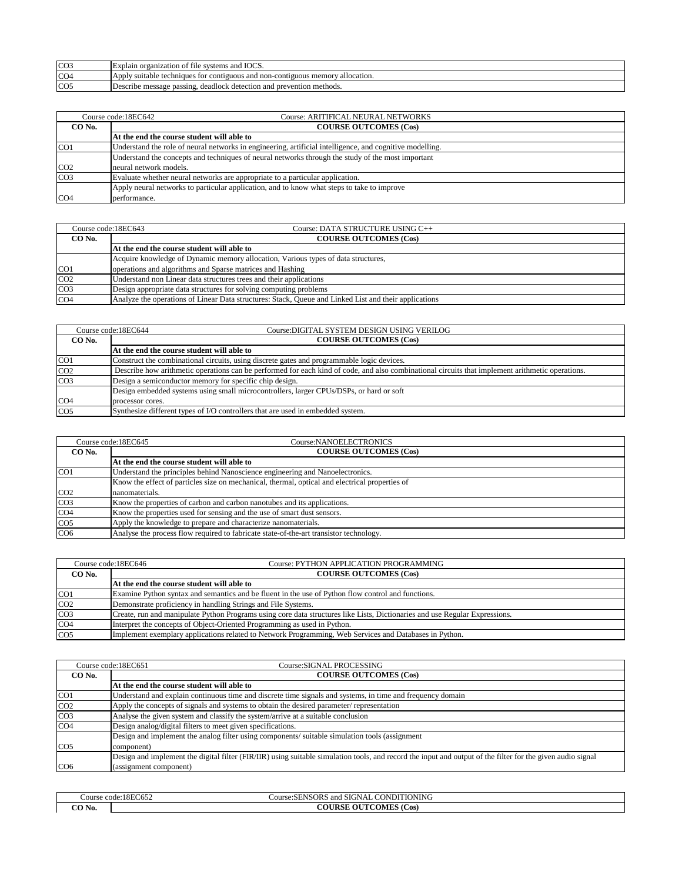| | |
|---|---|
| CO3 | Explain organization of file systems and IOCS. |
| CO4 | Apply suitable techniques for contiguous and non-contiguous memory allocation. |
| CO5 | Describe message passing, deadlock detection and prevention methods. |

| Course code:18EC642 | Course: ARITIFICAL NEURAL NETWORKS |
|---|---|
| **CO No.** | **COURSE OUTCOMES (Cos)** |
| | **At the end the course student will able to** |
| CO1 | Understand the role of neural networks in engineering, artificial intelligence, and cognitive modelling. |
| CO2 | Understand the concepts and techniques of neural networks through the study of the most important neural network models. |
| CO3 | Evaluate whether neural networks are appropriate to a particular application. |
| CO4 | Apply neural networks to particular application, and to know what steps to take to improve performance. |

| Course code:18EC643 | Course: DATA STRUCTURE USING C++ |
|---|---|
| **CO No.** | **COURSE OUTCOMES (Cos)** |
| | **At the end the course student will able to** |
| CO1 | Acquire knowledge of Dynamic memory allocation, Various types of data structures, operations and algorithms and Sparse matrices and Hashing |
| CO2 | Understand non Linear data structures trees and their applications |
| CO3 | Design appropriate data structures for solving computing problems |
| CO4 | Analyze the operations of Linear Data structures: Stack, Queue and Linked List and their applications |

| Course code:18EC644 | Course:DIGITAL SYSTEM DESIGN USING VERILOG |
|---|---|
| **CO No.** | **COURSE OUTCOMES (Cos)** |
| | **At the end the course student will able to** |
| CO1 | Construct the combinational circuits, using discrete gates and programmable logic devices. |
| CO2 | Describe how arithmetic operations can be performed for each kind of code, and also combinational circuits that implement arithmetic operations. |
| CO3 | Design a semiconductor memory for specific chip design. |
| CO4 | Design embedded systems using small microcontrollers, larger CPUs/DSPs, or hard or soft processor cores. |
| CO5 | Synthesize different types of I/O controllers that are used in embedded system. |

| Course code:18EC645 | Course:NANOELECTRONICS |
|---|---|
| **CO No.** | **COURSE OUTCOMES (Cos)** |
| | **At the end the course student will able to** |
| CO1 | Understand the principles behind Nanoscience engineering and Nanoelectronics. |
| CO2 | Know the effect of particles size on mechanical, thermal, optical and electrical properties of nanomaterials. |
| CO3 | Know the properties of carbon and carbon nanotubes and its applications. |
| CO4 | Know the properties used for sensing and the use of smart dust sensors. |
| CO5 | Apply the knowledge to prepare and characterize nanomaterials. |
| CO6 | Analyse the process flow required to fabricate state-of-the-art transistor technology. |

| Course code:18EC646 | Course: PYTHON APPLICATION PROGRAMMING |
|---|---|
| **CO No.** | **COURSE OUTCOMES (Cos)** |
| | **At the end the course student will able to** |
| CO1 | Examine Python syntax and semantics and be fluent in the use of Python flow control and functions. |
| CO2 | Demonstrate proficiency in handling Strings and File Systems. |
| CO3 | Create, run and manipulate Python Programs using core data structures like Lists, Dictionaries and use Regular Expressions. |
| CO4 | Interpret the concepts of Object-Oriented Programming as used in Python. |
| CO5 | Implement exemplary applications related to Network Programming, Web Services and Databases in Python. |

| Course code:18EC651 | Course:SIGNAL PROCESSING |
|---|---|
| **CO No.** | **COURSE OUTCOMES (Cos)** |
| | **At the end the course student will able to** |
| CO1 | Understand and explain continuous time and discrete time signals and systems, in time and frequency domain |
| CO2 | Apply the concepts of signals and systems to obtain the desired parameter/ representation |
| CO3 | Analyse the given system and classify the system/arrive at a suitable conclusion |
| CO4 | Design analog/digital filters to meet given specifications. |
| CO5 | Design and implement the analog filter using components/ suitable simulation tools (assignment component) |
| CO6 | Design and implement the digital filter (FIR/IIR) using suitable simulation tools, and record the input and output of the filter for the given audio signal (assignment component) |

| Course code:18EC652 | Course:SENSORS and SIGNAL CONDITIONING |
|---|---|
| **CO No.** | **COURSE OUTCOMES (Cos)** |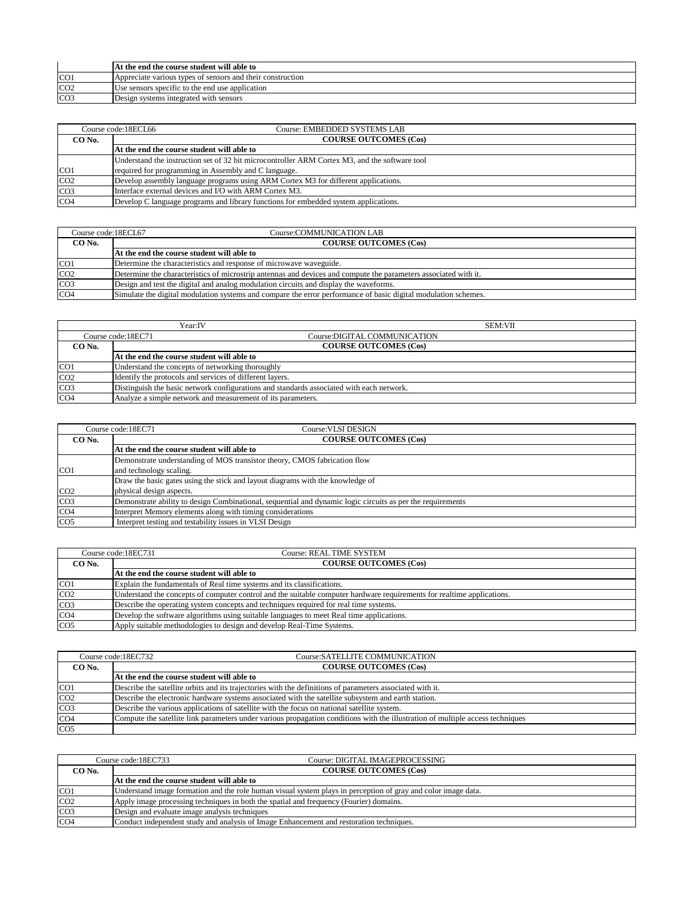| | At the end the course student will able to |
|---|---|
| CO1 | Appreciate various types of sensors and their construction |
| CO2 | Use sensors specific to the end use application |
| CO3 | Design systems integrated with sensors |

| Course code:18ECL66 | Course: EMBEDDED SYSTEMS LAB |
|---|---|
| **CO No.** | **COURSE OUTCOMES (Cos)** |
| | **At the end the course student will able to** |
| CO1 | Understand the instruction set of 32 bit microcontroller ARM Cortex M3, and the software tool required for programming in Assembly and C language. |
| CO2 | Develop assembly language programs using ARM Cortex M3 for different applications. |
| CO3 | Interface external devices and I/O with ARM Cortex M3. |
| CO4 | Develop C language programs and library functions for embedded system applications. |

| Course code:18ECL67 | Course:COMMUNICATION LAB |
|---|---|
| **CO No.** | **COURSE OUTCOMES (Cos)** |
| | **At the end the course student will able to** |
| CO1 | Determine the characteristics and response of microwave waveguide. |
| CO2 | Determine the characteristics of microstrip antennas and devices and compute the parameters associated with it. |
| CO3 | Design and test the digital and analog modulation circuits and display the waveforms. |
| CO4 | Simulate the digital modulation systems and compare the error performance of basic digital modulation schemes. |

| Year:IV | SEM:VII |
|---|---|
| Course code:18EC71 | Course:DIGITAL COMMUNICATION |
| **CO No.** | **COURSE OUTCOMES (Cos)** |
| | **At the end the course student will able to** |
| CO1 | Understand the concepts of networking thoroughly |
| CO2 | Identify the protocols and services of different layers. |
| CO3 | Distinguish the basic network configurations and standards associated with each network. |
| CO4 | Analyze a simple network and measurement of its parameters. |

| Course code:18EC71 | Course:VLSI DESIGN |
|---|---|
| **CO No.** | **COURSE OUTCOMES (Cos)** |
| | **At the end the course student will able to** |
| CO1 | Demonstrate understanding of MOS transistor theory, CMOS fabrication flow and technology scaling. |
| CO2 | Draw the basic gates using the stick and layout diagrams with the knowledge of physical design aspects. |
| CO3 | Demonstrate ability to design Combinational, sequential and dynamic logic circuits as per the requirements |
| CO4 | Interpret Memory elements along with timing considerations |
| CO5 | Interpret testing and testability issues in VLSI Design |

| Course code:18EC731 | Course: REAL TIME SYSTEM |
|---|---|
| **CO No.** | **COURSE OUTCOMES (Cos)** |
| | **At the end the course student will able to** |
| CO1 | Explain the fundamentals of Real time systems and its classifications. |
| CO2 | Understand the concepts of computer control and the suitable computer hardware requirements for realtime applications. |
| CO3 | Describe the operating system concepts and techniques required for real time systems. |
| CO4 | Develop the software algorithms using suitable languages to meet Real time applications. |
| CO5 | Apply suitable methodologies to design and develop Real-Time Systems. |

| Course code:18EC732 | Course:SATELLITE COMMUNICATION |
|---|---|
| **CO No.** | **COURSE OUTCOMES (Cos)** |
| | **At the end the course student will able to** |
| CO1 | Describe the satellite orbits and its trajectories with the definitions of parameters associated with it. |
| CO2 | Describe the electronic hardware systems associated with the satellite subsystem and earth station. |
| CO3 | Describe the various applications of satellite with the focus on national satellite system. |
| CO4 | Compute the satellite link parameters under various propagation conditions with the illustration of multiple access techniques |
| CO5 | |

| Course code:18EC733 | Course: DIGITAL IMAGEPROCESSING |
|---|---|
| **CO No.** | **COURSE OUTCOMES (Cos)** |
| | **At the end the course student will able to** |
| CO1 | Understand image formation and the role human visual system plays in perception of gray and color image data. |
| CO2 | Apply image processing techniques in both the spatial and frequency (Fourier) domains. |
| CO3 | Design and evaluate image analysis techniques |
| CO4 | Conduct independent study and analysis of Image Enhancement and restoration techniques. |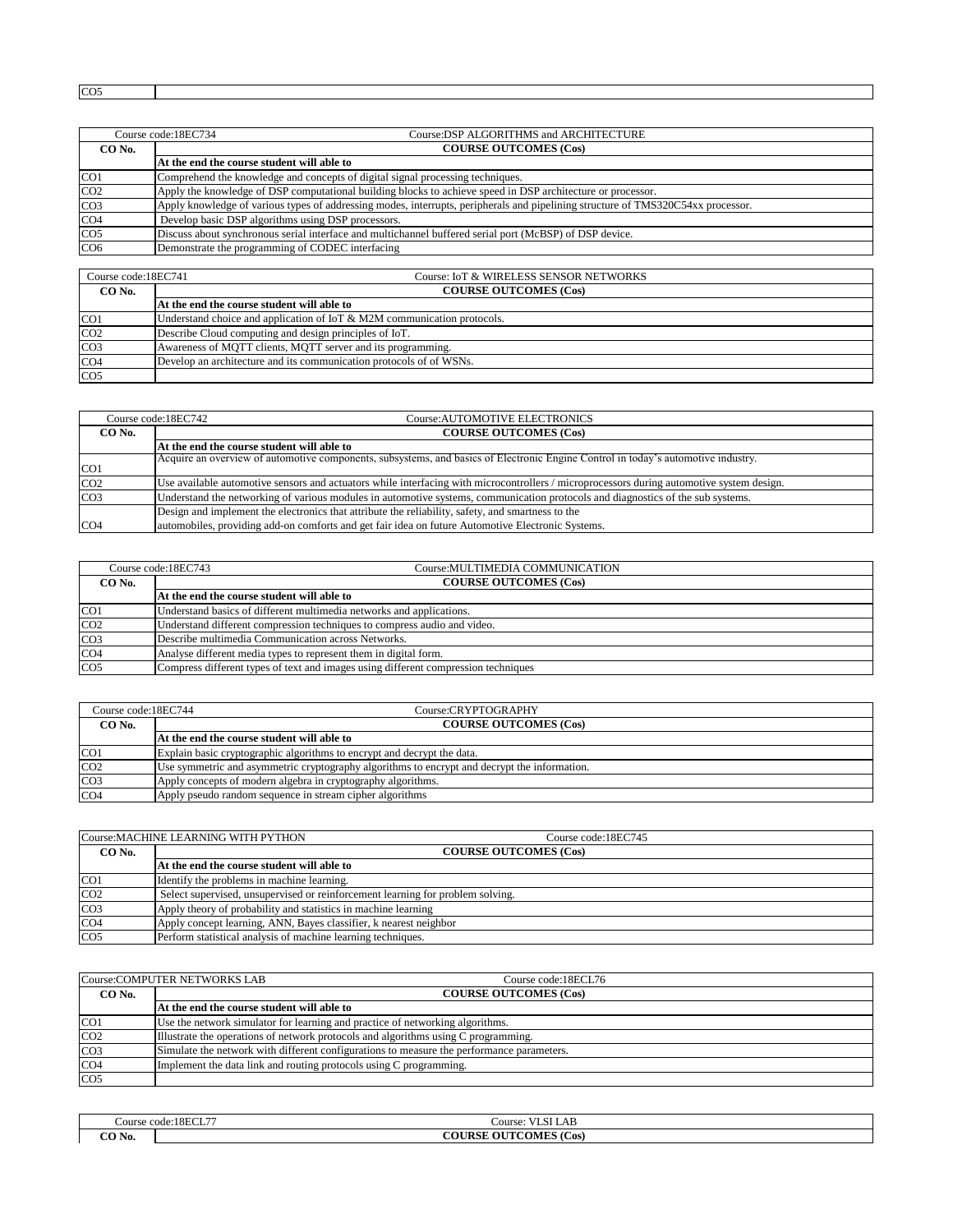| CO5 | |
|---|---|

| Course code:18EC734 | Course:DSP ALGORITHMS and ARCHITECTURE |
|---|---|
| **CO No.** | **COURSE OUTCOMES (Cos)** |
| | **At the end the course student will able to** |
| CO1 | Comprehend the knowledge and concepts of digital signal processing techniques. |
| CO2 | Apply the knowledge of DSP computational building blocks to achieve speed in DSP architecture or processor. |
| CO3 | Apply knowledge of various types of addressing modes, interrupts, peripherals and pipelining structure of TMS320C54xx processor. |
| CO4 | Develop basic DSP algorithms using DSP processors. |
| CO5 | Discuss about synchronous serial interface and multichannel buffered serial port (McBSP) of DSP device. |
| CO6 | Demonstrate the programming of CODEC interfacing |

| Course code:18EC741 | Course: IoT & WIRELESS SENSOR NETWORKS |
|---|---|
| **CO No.** | **COURSE OUTCOMES (Cos)** |
| | **At the end the course student will able to** |
| CO1 | Understand choice and application of IoT & M2M communication protocols. |
| CO2 | Describe Cloud computing and design principles of IoT. |
| CO3 | Awareness of MQTT clients, MQTT server and its programming. |
| CO4 | Develop an architecture and its communication protocols of of WSNs. |
| CO5 | |

| Course code:18EC742 | Course:AUTOMOTIVE ELECTRONICS |
|---|---|
| **CO No.** | **COURSE OUTCOMES (Cos)** |
| | **At the end the course student will able to** |
| CO1 | Acquire an overview of automotive components, subsystems, and basics of Electronic Engine Control in today's automotive industry. |
| CO2 | Use available automotive sensors and actuators while interfacing with microcontrollers / microprocessors during automotive system design. |
| CO3 | Understand the networking of various modules in automotive systems, communication protocols and diagnostics of the sub systems. |
| CO4 | Design and implement the electronics that attribute the reliability, safety, and smartness to the automobiles, providing add-on comforts and get fair idea on future Automotive Electronic Systems. |

| Course code:18EC743 | Course:MULTIMEDIA COMMUNICATION |
|---|---|
| **CO No.** | **COURSE OUTCOMES (Cos)** |
| | **At the end the course student will able to** |
| CO1 | Understand basics of different multimedia networks and applications. |
| CO2 | Understand different compression techniques to compress audio and video. |
| CO3 | Describe multimedia Communication across Networks. |
| CO4 | Analyse different media types to represent them in digital form. |
| CO5 | Compress different types of text and images using different compression techniques |

| Course code:18EC744 | Course:CRYPTOGRAPHY |
|---|---|
| **CO No.** | **COURSE OUTCOMES (Cos)** |
| | **At the end the course student will able to** |
| CO1 | Explain basic cryptographic algorithms to encrypt and decrypt the data. |
| CO2 | Use symmetric and asymmetric cryptography algorithms to encrypt and decrypt the information. |
| CO3 | Apply concepts of modern algebra in cryptography algorithms. |
| CO4 | Apply pseudo random sequence in stream cipher algorithms |

| Course:MACHINE LEARNING WITH PYTHON | Course code:18EC745 |
|---|---|
| **CO No.** | **COURSE OUTCOMES (Cos)** |
| | **At the end the course student will able to** |
| CO1 | Identify the problems in machine learning. |
| CO2 | Select supervised, unsupervised or reinforcement learning for problem solving. |
| CO3 | Apply theory of probability and statistics in machine learning |
| CO4 | Apply concept learning, ANN, Bayes classifier, k nearest neighbor |
| CO5 | Perform statistical analysis of machine learning techniques. |

| Course:COMPUTER NETWORKS LAB | Course code:18ECL76 |
|---|---|
| **CO No.** | **COURSE OUTCOMES (Cos)** |
| | **At the end the course student will able to** |
| CO1 | Use the network simulator for learning and practice of networking algorithms. |
| CO2 | Illustrate the operations of network protocols and algorithms using C programming. |
| CO3 | Simulate the network with different configurations to measure the performance parameters. |
| CO4 | Implement the data link and routing protocols using C programming. |
| CO5 | |

| Course code:18ECL77 | Course: VLSI LAB |
|---|---|
| **CO No.** | **COURSE OUTCOMES (Cos)** |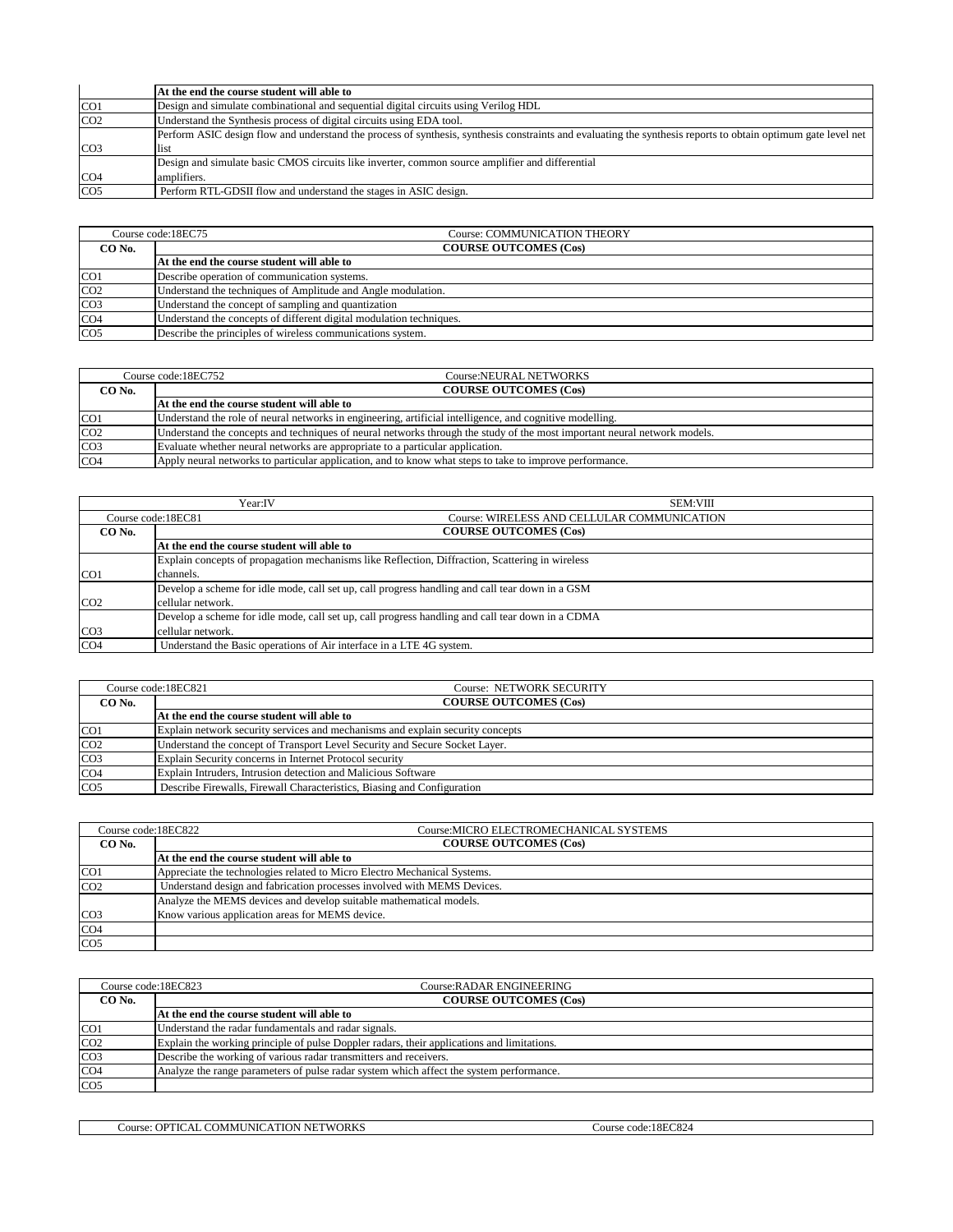| | At the end the course student will able to |
|---|---|
| CO1 | Design and simulate combinational and sequential digital circuits using Verilog HDL |
| CO2 | Understand the Synthesis process of digital circuits using EDA tool. |
| CO3 | Perform ASIC design flow and understand the process of synthesis, synthesis constraints and evaluating the synthesis reports to obtain optimum gate level net list |
| CO4 | Design and simulate basic CMOS circuits like inverter, common source amplifier and differential amplifiers. |
| CO5 | Perform RTL-GDSII flow and understand the stages in ASIC design. |

| Course code:18EC75 | Course: COMMUNICATION THEORY |
|---|---|
| **CO No.** | **COURSE OUTCOMES (Cos)** |
| | **At the end the course student will able to** |
| CO1 | Describe operation of communication systems. |
| CO2 | Understand the techniques of Amplitude and Angle modulation. |
| CO3 | Understand the concept of sampling and quantization |
| CO4 | Understand the concepts of different digital modulation techniques. |
| CO5 | Describe the principles of wireless communications system. |

| Course code:18EC752 | Course:NEURAL NETWORKS |
|---|---|
| **CO No.** | **COURSE OUTCOMES (Cos)** |
| | **At the end the course student will able to** |
| CO1 | Understand the role of neural networks in engineering, artificial intelligence, and cognitive modelling. |
| CO2 | Understand the concepts and techniques of neural networks through the study of the most important neural network models. |
| CO3 | Evaluate whether neural networks are appropriate to a particular application. |
| CO4 | Apply neural networks to particular application, and to know what steps to take to improve performance. |

| Year:IV | SEM:VIII |
|---|---|
| Course code:18EC81 | Course: WIRELESS AND CELLULAR COMMUNICATION |
| **CO No.** | **COURSE OUTCOMES (Cos)** |
| | **At the end the course student will able to** |
| CO1 | Explain concepts of propagation mechanisms like Reflection, Diffraction, Scattering in wireless channels. |
| CO2 | Develop a scheme for idle mode, call set up, call progress handling and call tear down in a GSM cellular network. |
| CO3 | Develop a scheme for idle mode, call set up, call progress handling and call tear down in a CDMA cellular network. |
| CO4 | Understand the Basic operations of Air interface in a LTE 4G system. |

| Course code:18EC821 | Course: NETWORK SECURITY |
|---|---|
| **CO No.** | **COURSE OUTCOMES (Cos)** |
| | **At the end the course student will able to** |
| CO1 | Explain network security services and mechanisms and explain security concepts |
| CO2 | Understand the concept of Transport Level Security and Secure Socket Layer. |
| CO3 | Explain Security concerns in Internet Protocol security |
| CO4 | Explain Intruders, Intrusion detection and Malicious Software |
| CO5 | Describe Firewalls, Firewall Characteristics, Biasing and Configuration |

| Course code:18EC822 | Course:MICRO ELECTROMECHANICAL SYSTEMS |
|---|---|
| **CO No.** | **COURSE OUTCOMES (Cos)** |
| | **At the end the course student will able to** |
| CO1 | Appreciate the technologies related to Micro Electro Mechanical Systems. |
| CO2 | Understand design and fabrication processes involved with MEMS Devices. |
| CO3 | Analyze the MEMS devices and develop suitable mathematical models. Know various application areas for MEMS device. |
| CO4 | |
| CO5 | |

| Course code:18EC823 | Course:RADAR ENGINEERING |
|---|---|
| **CO No.** | **COURSE OUTCOMES (Cos)** |
| | **At the end the course student will able to** |
| CO1 | Understand the radar fundamentals and radar signals. |
| CO2 | Explain the working principle of pulse Doppler radars, their applications and limitations. |
| CO3 | Describe the working of various radar transmitters and receivers. |
| CO4 | Analyze the range parameters of pulse radar system which affect the system performance. |
| CO5 | |

| Course: OPTICAL COMMUNICATION NETWORKS | Course code:18EC824 |
|---|---|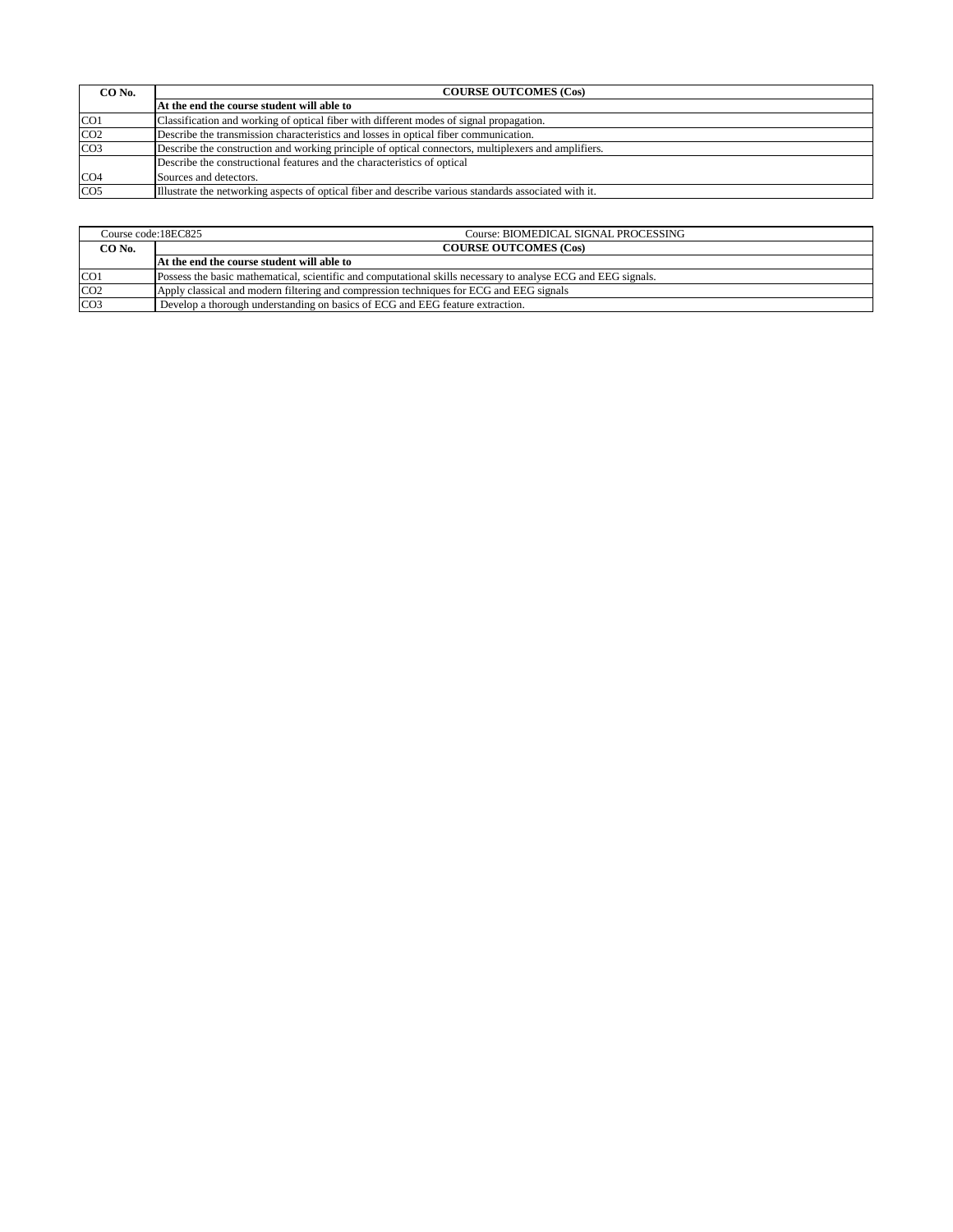| CO No. | COURSE OUTCOMES (Cos) |
|---|---|
| | **At the end the course student will able to** |
| CO1 | Classification and working of optical fiber with different modes of signal propagation. |
| CO2 | Describe the transmission characteristics and losses in optical fiber communication. |
| CO3 | Describe the construction and working principle of optical connectors, multiplexers and amplifiers. |
| CO4 | Describe the constructional features and the characteristics of optical Sources and detectors. |
| CO5 | Illustrate the networking aspects of optical fiber and describe various standards associated with it. |

| Course code:18EC825 | Course: BIOMEDICAL SIGNAL PROCESSING |
|---|---|
| **CO No.** | **COURSE OUTCOMES (Cos)** |
| | **At the end the course student will able to** |
| CO1 | Possess the basic mathematical, scientific and computational skills necessary to analyse ECG and EEG signals. |
| CO2 | Apply classical and modern filtering and compression techniques for ECG and EEG signals |
| CO3 | Develop a thorough understanding on basics of ECG and EEG feature extraction. |